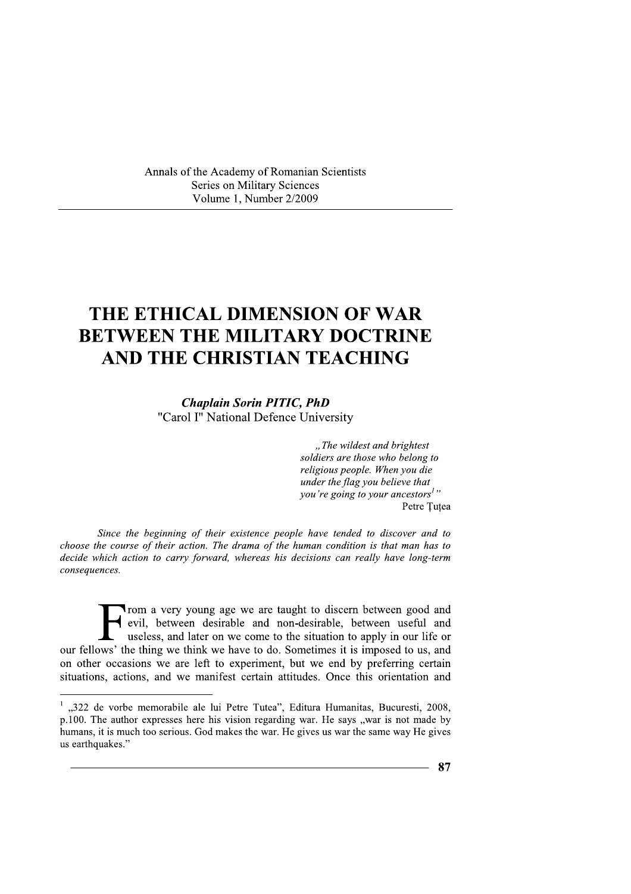# THE ETHICAL DIMENSION OF WAR BETWEEN THE MILITARY DOCTRINE AND THE CHRISTIAN TEACHING

***Chaplain Sorin PITIC, PhD***
"Carol I" National Defence University

> *„The wildest and brightest soldiers are those who belong to religious people. When you die under the flag you believe that you're going to your ancestors[1]"*
>
> Petre Țuțea

*Since the beginning of their existence people have tended to discover and to choose the course of their action. The drama of the human condition is that man has to decide which action to carry forward, whereas his decisions can really have long-term consequences.*

From a very young age we are taught to discern between good and evil, between desirable and non-desirable, between useful and useless, and later on we come to the situation to apply in our life or our fellows' the thing we think we have to do. Sometimes it is imposed to us, and on other occasions we are left to experiment, but we end by preferring certain situations, actions, and we manifest certain attitudes. Once this orientation and

---

[1] „322 de vorbe memorabile ale lui Petre Tutea", Editura Humanitas, Bucuresti, 2008, p.100. The author expresses here his vision regarding war. He says „war is not made by humans, it is much too serious. God makes the war. He gives us war the same way He gives us earthquakes."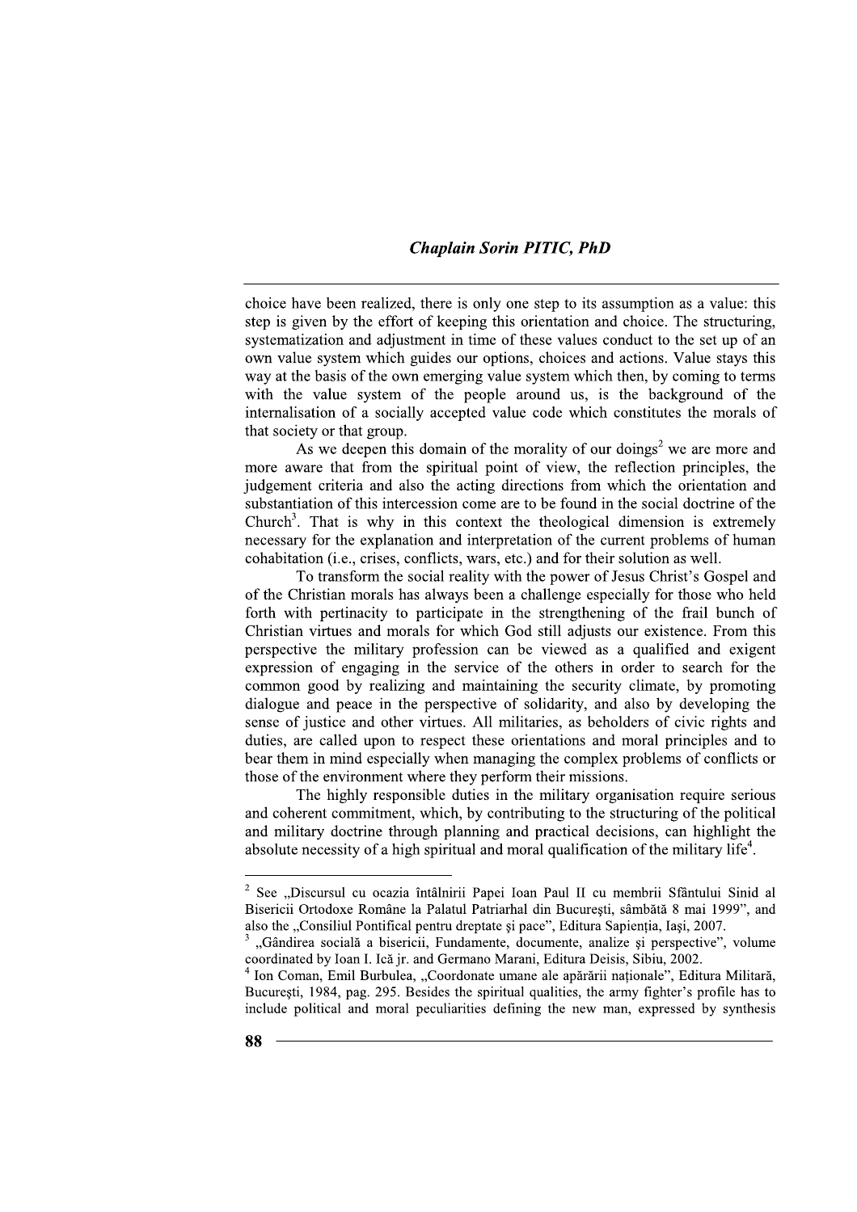choice have been realized, there is only one step to its assumption as a value: this step is given by the effort of keeping this orientation and choice. The structuring, systematization and adjustment in time of these values conduct to the set up of an own value system which guides our options, choices and actions. Value stays this way at the basis of the own emerging value system which then, by coming to terms with the value system of the people around us, is the background of the internalisation of a socially accepted value code which constitutes the morals of that society or that group.

As we deepen this domain of the morality of our doings[2] we are more and more aware that from the spiritual point of view, the reflection principles, the judgement criteria and also the acting directions from which the orientation and substantiation of this intercession come are to be found in the social doctrine of the Church[3]. That is why in this context the theological dimension is extremely necessary for the explanation and interpretation of the current problems of human cohabitation (i.e., crises, conflicts, wars, etc.) and for their solution as well.

To transform the social reality with the power of Jesus Christ's Gospel and of the Christian morals has always been a challenge especially for those who held forth with pertinacity to participate in the strengthening of the frail bunch of Christian virtues and morals for which God still adjusts our existence. From this perspective the military profession can be viewed as a qualified and exigent expression of engaging in the service of the others in order to search for the common good by realizing and maintaining the security climate, by promoting dialogue and peace in the perspective of solidarity, and also by developing the sense of justice and other virtues. All militaries, as beholders of civic rights and duties, are called upon to respect these orientations and moral principles and to bear them in mind especially when managing the complex problems of conflicts or those of the environment where they perform their missions.

The highly responsible duties in the military organisation require serious and coherent commitment, which, by contributing to the structuring of the political and military doctrine through planning and practical decisions, can highlight the absolute necessity of a high spiritual and moral qualification of the military life[4].

---

[2] See „Discursul cu ocazia întâlnirii Papei Ioan Paul II cu membrii Sfântului Sinid al Bisericii Ortodoxe Române la Palatul Patriarhal din Bucureşti, sâmbătă 8 mai 1999", and also the „Consiliul Pontifical pentru dreptate şi pace", Editura Sapienţia, Iaşi, 2007.

[3] „Gândirea socială a bisericii, Fundamente, documente, analize şi perspective", volume coordinated by Ioan I. Ică jr. and Germano Marani, Editura Deisis, Sibiu, 2002.

[4] Ion Coman, Emil Burbulea, „Coordonate umane ale apărării naţionale", Editura Militară, Bucureşti, 1984, pag. 295. Besides the spiritual qualities, the army fighter's profile has to include political and moral peculiarities defining the new man, expressed by synthesis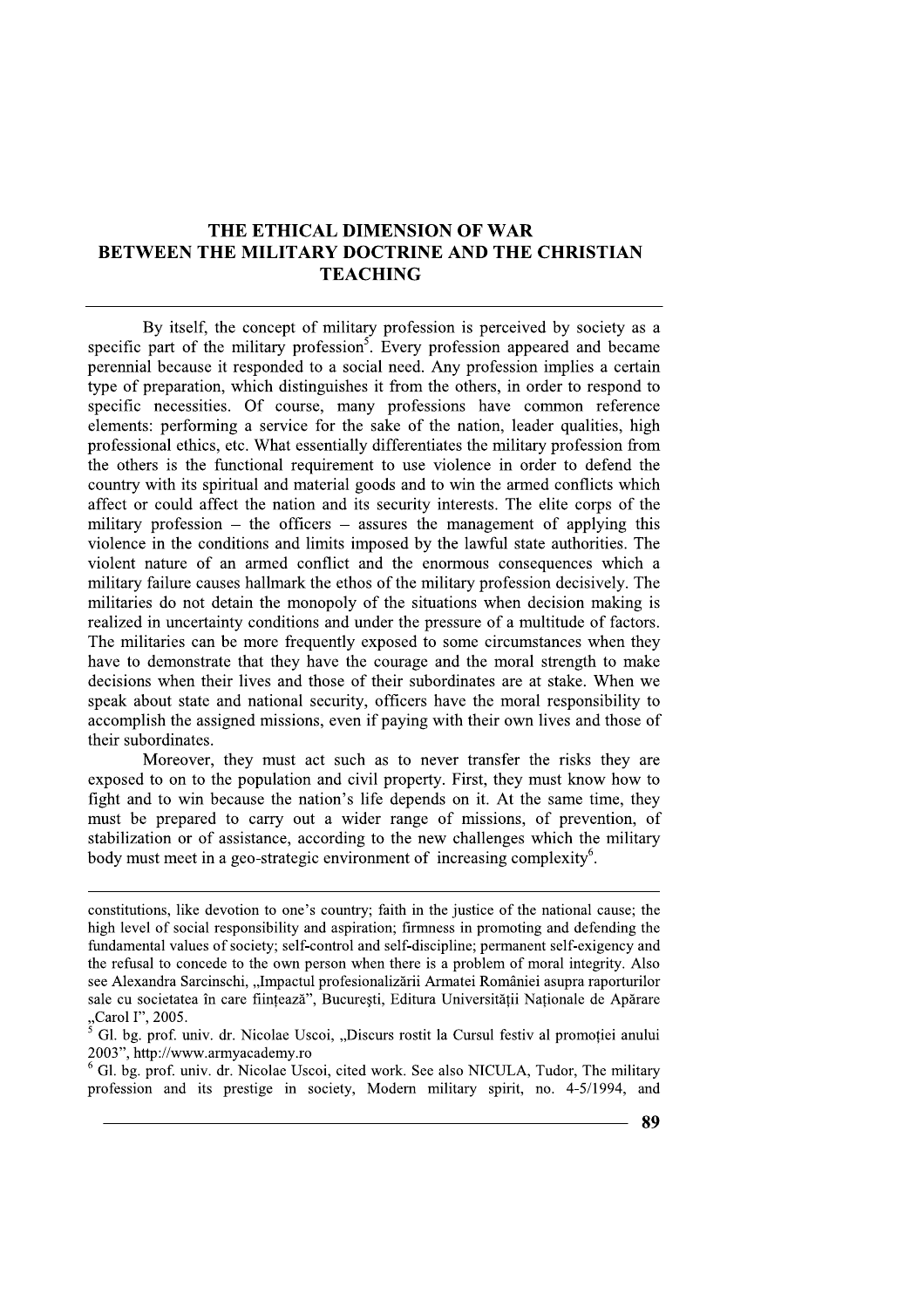# THE ETHICAL DIMENSION OF WAR BETWEEN THE MILITARY DOCTRINE AND THE CHRISTIAN TEACHING

By itself, the concept of military profession is perceived by society as a specific part of the military profession[5]. Every profession appeared and became perennial because it responded to a social need. Any profession implies a certain type of preparation, which distinguishes it from the others, in order to respond to specific necessities. Of course, many professions have common reference elements: performing a service for the sake of the nation, leader qualities, high professional ethics, etc. What essentially differentiates the military profession from the others is the functional requirement to use violence in order to defend the country with its spiritual and material goods and to win the armed conflicts which affect or could affect the nation and its security interests. The elite corps of the military profession – the officers – assures the management of applying this violence in the conditions and limits imposed by the lawful state authorities. The violent nature of an armed conflict and the enormous consequences which a military failure causes hallmark the ethos of the military profession decisively. The militaries do not detain the monopoly of the situations when decision making is realized in uncertainty conditions and under the pressure of a multitude of factors. The militaries can be more frequently exposed to some circumstances when they have to demonstrate that they have the courage and the moral strength to make decisions when their lives and those of their subordinates are at stake. When we speak about state and national security, officers have the moral responsibility to accomplish the assigned missions, even if paying with their own lives and those of their subordinates.

Moreover, they must act such as to never transfer the risks they are exposed to on to the population and civil property. First, they must know how to fight and to win because the nation's life depends on it. At the same time, they must be prepared to carry out a wider range of missions, of prevention, of stabilization or of assistance, according to the new challenges which the military body must meet in a geo-strategic environment of increasing complexity[6].

---

constitutions, like devotion to one's country; faith in the justice of the national cause; the high level of social responsibility and aspiration; firmness in promoting and defending the fundamental values of society; self-control and self-discipline; permanent self-exigency and the refusal to concede to the own person when there is a problem of moral integrity. Also see Alexandra Sarcinschi, „Impactul profesionalizării Armatei României asupra raporturilor sale cu societatea în care ființează", București, Editura Universității Naționale de Apărare „Carol I", 2005.

[5] Gl. bg. prof. univ. dr. Nicolae Uscoi, „Discurs rostit la Cursul festiv al promoției anului 2003", http://www.armyacademy.ro

[6] Gl. bg. prof. univ. dr. Nicolae Uscoi, cited work. See also NICULA, Tudor, The military profession and its prestige in society, Modern military spirit, no. 4-5/1994, and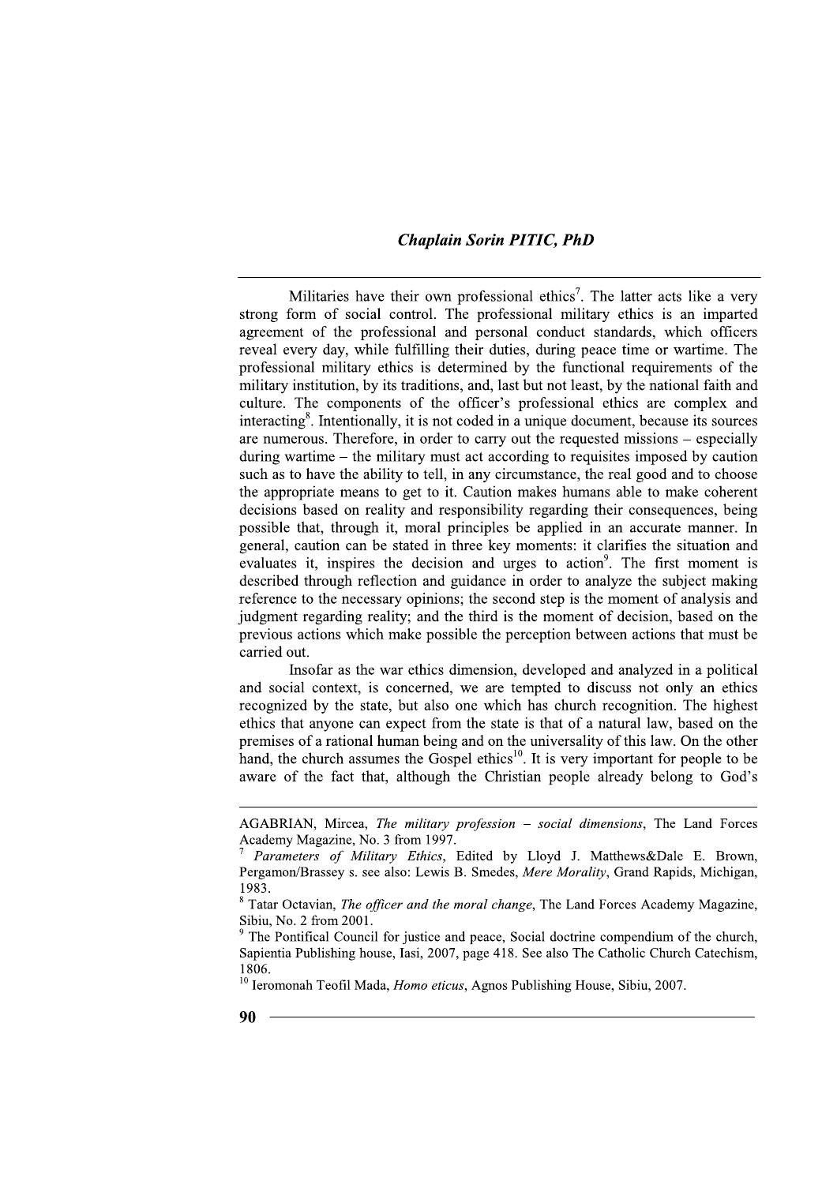Militaries have their own professional ethics[7]. The latter acts like a very strong form of social control. The professional military ethics is an imparted agreement of the professional and personal conduct standards, which officers reveal every day, while fulfilling their duties, during peace time or wartime. The professional military ethics is determined by the functional requirements of the military institution, by its traditions, and, last but not least, by the national faith and culture. The components of the officer's professional ethics are complex and interacting[8]. Intentionally, it is not coded in a unique document, because its sources are numerous. Therefore, in order to carry out the requested missions – especially during wartime – the military must act according to requisites imposed by caution such as to have the ability to tell, in any circumstance, the real good and to choose the appropriate means to get to it. Caution makes humans able to make coherent decisions based on reality and responsibility regarding their consequences, being possible that, through it, moral principles be applied in an accurate manner. In general, caution can be stated in three key moments: it clarifies the situation and evaluates it, inspires the decision and urges to action[9]. The first moment is described through reflection and guidance in order to analyze the subject making reference to the necessary opinions; the second step is the moment of analysis and judgment regarding reality; and the third is the moment of decision, based on the previous actions which make possible the perception between actions that must be carried out.

Insofar as the war ethics dimension, developed and analyzed in a political and social context, is concerned, we are tempted to discuss not only an ethics recognized by the state, but also one which has church recognition. The highest ethics that anyone can expect from the state is that of a natural law, based on the premises of a rational human being and on the universality of this law. On the other hand, the church assumes the Gospel ethics[10]. It is very important for people to be aware of the fact that, although the Christian people already belong to God's

---

AGABRIAN, Mircea, *The military profession – social dimensions*, The Land Forces Academy Magazine, No. 3 from 1997.

[7] *Parameters of Military Ethics*, Edited by Lloyd J. Matthews&Dale E. Brown, Pergamon/Brassey s. see also: Lewis B. Smedes, *Mere Morality*, Grand Rapids, Michigan, 1983.

[8] Tatar Octavian, *The officer and the moral change*, The Land Forces Academy Magazine, Sibiu, No. 2 from 2001.

[9] The Pontifical Council for justice and peace, Social doctrine compendium of the church, Sapientia Publishing house, Iasi, 2007, page 418. See also The Catholic Church Catechism, 1806.

[10] Ieromonah Teofil Mada, *Homo eticus*, Agnos Publishing House, Sibiu, 2007.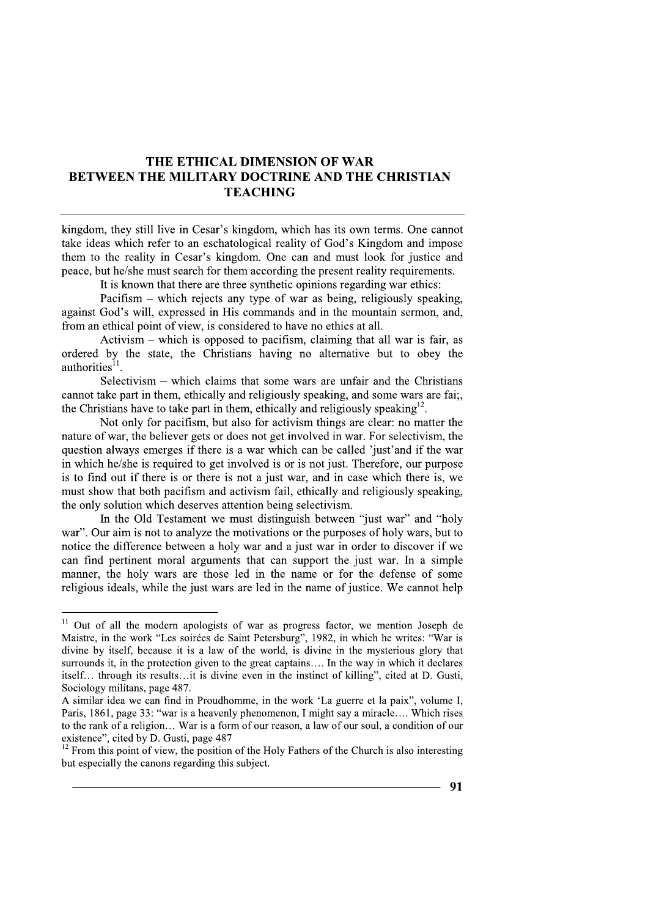kingdom, they still live in Cesar's kingdom, which has its own terms. One cannot take ideas which refer to an eschatological reality of God's Kingdom and impose them to the reality in Cesar's kingdom. One can and must look for justice and peace, but he/she must search for them according the present reality requirements.

It is known that there are three synthetic opinions regarding war ethics:

Pacifism – which rejects any type of war as being, religiously speaking, against God's will, expressed in His commands and in the mountain sermon, and, from an ethical point of view, is considered to have no ethics at all.

Activism – which is opposed to pacifism, claiming that all war is fair, as ordered by the state, the Christians having no alternative but to obey the authorities[11].

Selectivism – which claims that some wars are unfair and the Christians cannot take part in them, ethically and religiously speaking, and some wars are fai;, the Christians have to take part in them, ethically and religiously speaking[12].

Not only for pacifism, but also for activism things are clear: no matter the nature of war, the believer gets or does not get involved in war. For selectivism, the question always emerges if there is a war which can be called 'just'and if the war in which he/she is required to get involved is or is not just. Therefore, our purpose is to find out if there is or there is not a just war, and in case which there is, we must show that both pacifism and activism fail, ethically and religiously speaking, the only solution which deserves attention being selectivism.

In the Old Testament we must distinguish between "just war" and "holy war". Our aim is not to analyze the motivations or the purposes of holy wars, but to notice the difference between a holy war and a just war in order to discover if we can find pertinent moral arguments that can support the just war. In a simple manner, the holy wars are those led in the name or for the defense of some religious ideals, while the just wars are led in the name of justice. We cannot help

---

[11] Out of all the modern apologists of war as progress factor, we mention Joseph de Maistre, in the work "Les soirées de Saint Petersburg", 1982, in which he writes: "War is divine by itself, because it is a law of the world, is divine in the mysterious glory that surrounds it, in the protection given to the great captains…. In the way in which it declares itself… through its results…it is divine even in the instinct of killing", cited at D. Gusti, Sociology militans, page 487.

A similar idea we can find in Proudhomme, in the work 'La guerre et la paix", volume I, Paris, 1861, page 33: "war is a heavenly phenomenon, I might say a miracle…. Which rises to the rank of a religion… War is a form of our reason, a law of our soul, a condition of our existence", cited by D. Gusti, page 487

[12] From this point of view, the position of the Holy Fathers of the Church is also interesting but especially the canons regarding this subject.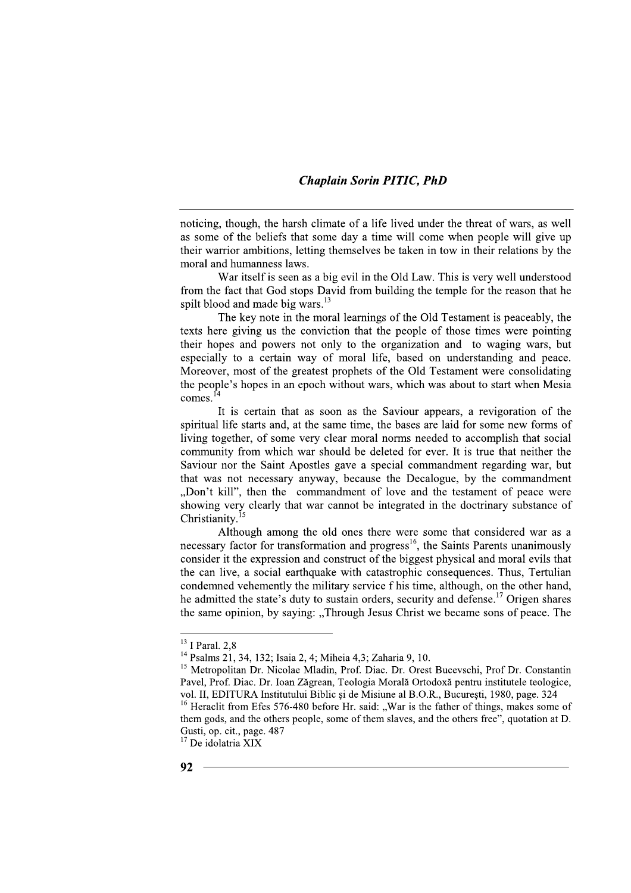noticing, though, the harsh climate of a life lived under the threat of wars, as well as some of the beliefs that some day a time will come when people will give up their warrior ambitions, letting themselves be taken in tow in their relations by the moral and humanness laws.

War itself is seen as a big evil in the Old Law. This is very well understood from the fact that God stops David from building the temple for the reason that he spilt blood and made big wars.[13]

The key note in the moral learnings of the Old Testament is peaceably, the texts here giving us the conviction that the people of those times were pointing their hopes and powers not only to the organization and to waging wars, but especially to a certain way of moral life, based on understanding and peace. Moreover, most of the greatest prophets of the Old Testament were consolidating the people's hopes in an epoch without wars, which was about to start when Mesia comes.[14]

It is certain that as soon as the Saviour appears, a revigoration of the spiritual life starts and, at the same time, the bases are laid for some new forms of living together, of some very clear moral norms needed to accomplish that social community from which war should be deleted for ever. It is true that neither the Saviour nor the Saint Apostles gave a special commandment regarding war, but that was not necessary anyway, because the Decalogue, by the commandment „Don't kill", then the commandment of love and the testament of peace were showing very clearly that war cannot be integrated in the doctrinary substance of Christianity.[15]

Although among the old ones there were some that considered war as a necessary factor for transformation and progress[16], the Saints Parents unanimously consider it the expression and construct of the biggest physical and moral evils that the can live, a social earthquake with catastrophic consequences. Thus, Tertulian condemned vehemently the military service f his time, although, on the other hand, he admitted the state's duty to sustain orders, security and defense.[17] Origen shares the same opinion, by saying: „Through Jesus Christ we became sons of peace. The

---

[13] I Paral. 2,8

[14] Psalms 21, 34, 132; Isaia 2, 4; Miheia 4,3; Zaharia 9, 10.

[15] Metropolitan Dr. Nicolae Mladin, Prof. Diac. Dr. Orest Bucevschi, Prof Dr. Constantin Pavel, Prof. Diac. Dr. Ioan Zăgrean, Teologia Morală Ortodoxă pentru institutele teologice, vol. II, EDITURA Institutului Biblic și de Misiune al B.O.R., București, 1980, page. 324

[16] Heraclit from Efes 576-480 before Hr. said: „War is the father of things, makes some of them gods, and the others people, some of them slaves, and the others free", quotation at D. Gusti, op. cit., page. 487

[17] De idolatria XIX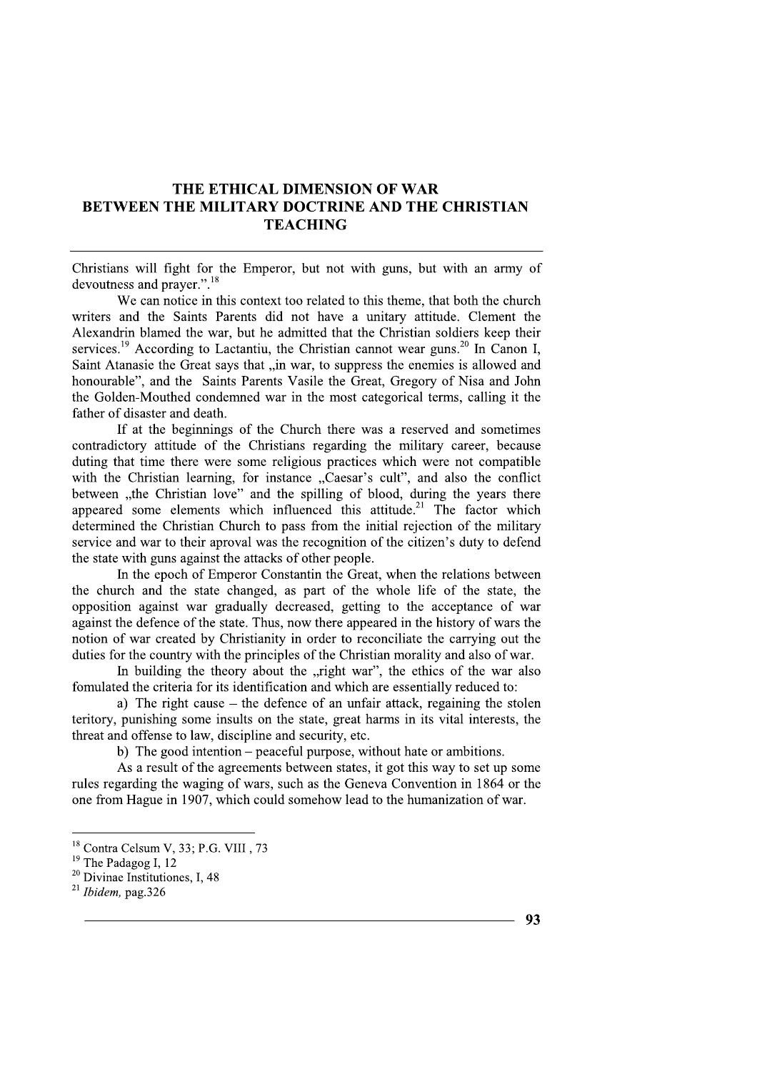Christians will fight for the Emperor, but not with guns, but with an army of devoutness and prayer.".[18]

We can notice in this context too related to this theme, that both the church writers and the Saints Parents did not have a unitary attitude. Clement the Alexandrin blamed the war, but he admitted that the Christian soldiers keep their services.[19] According to Lactantiu, the Christian cannot wear guns.[20] In Canon I, Saint Atanasie the Great says that „in war, to suppress the enemies is allowed and honourable", and the Saints Parents Vasile the Great, Gregory of Nisa and John the Golden-Mouthed condemned war in the most categorical terms, calling it the father of disaster and death.

If at the beginnings of the Church there was a reserved and sometimes contradictory attitude of the Christians regarding the military career, because duting that time there were some religious practices which were not compatible with the Christian learning, for instance „Caesar's cult", and also the conflict between „the Christian love" and the spilling of blood, during the years there appeared some elements which influenced this attitude.[21] The factor which determined the Christian Church to pass from the initial rejection of the military service and war to their aproval was the recognition of the citizen's duty to defend the state with guns against the attacks of other people.

In the epoch of Emperor Constantin the Great, when the relations between the church and the state changed, as part of the whole life of the state, the opposition against war gradually decreased, getting to the acceptance of war against the defence of the state. Thus, now there appeared in the history of wars the notion of war created by Christianity in order to reconciliate the carrying out the duties for the country with the principles of the Christian morality and also of war.

In building the theory about the „right war", the ethics of the war also fomulated the criteria for its identification and which are essentially reduced to:

a) The right cause – the defence of an unfair attack, regaining the stolen teritory, punishing some insults on the state, great harms in its vital interests, the threat and offense to law, discipline and security, etc.

b) The good intention – peaceful purpose, without hate or ambitions.

As a result of the agreements between states, it got this way to set up some rules regarding the waging of wars, such as the Geneva Convention in 1864 or the one from Hague in 1907, which could somehow lead to the humanization of war.

---

[18] Contra Celsum V, 33; P.G. VIII , 73

[19] The Padagog I, 12

[20] Divinae Institutiones, I, 48

[21] *Ibidem,* pag.326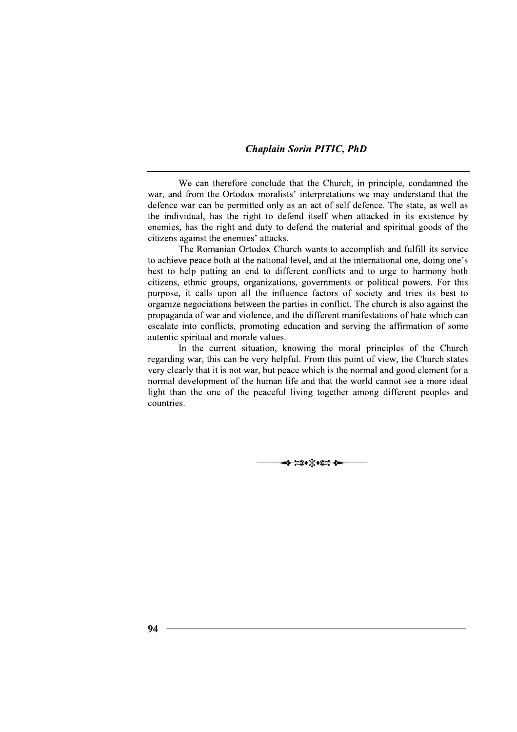We can therefore conclude that the Church, in principle, condamned the war, and from the Ortodox moralists' interpretations we may understand that the defence war can be permitted only as an act of self defence. The state, as well as the individual, has the right to defend itself when attacked in its existence by enemies, has the right and duty to defend the material and spiritual goods of the citizens against the enemies' attacks.

The Romanian Ortodox Church wants to accomplish and fulfill its service to achieve peace both at the national level, and at the international one, doing one's best to help putting an end to different conflicts and to urge to harmony both citizens, ethnic groups, organizations, governments or political powers. For this purpose, it calls upon all the influence factors of society and tries its best to organize negociations between the parties in conflict. The church is also against the propaganda of war and violence, and the different manifestations of hate which can escalate into conflicts, promoting education and serving the affirmation of some autentic spiritual and morale values.

In the current situation, knowing the moral principles of the Church regarding war, this can be very helpful. From this point of view, the Church states very clearly that it is not war, but peace which is the normal and good element for a normal development of the human life and that the world cannot see a more ideal light than the one of the peaceful living together among different peoples and countries.